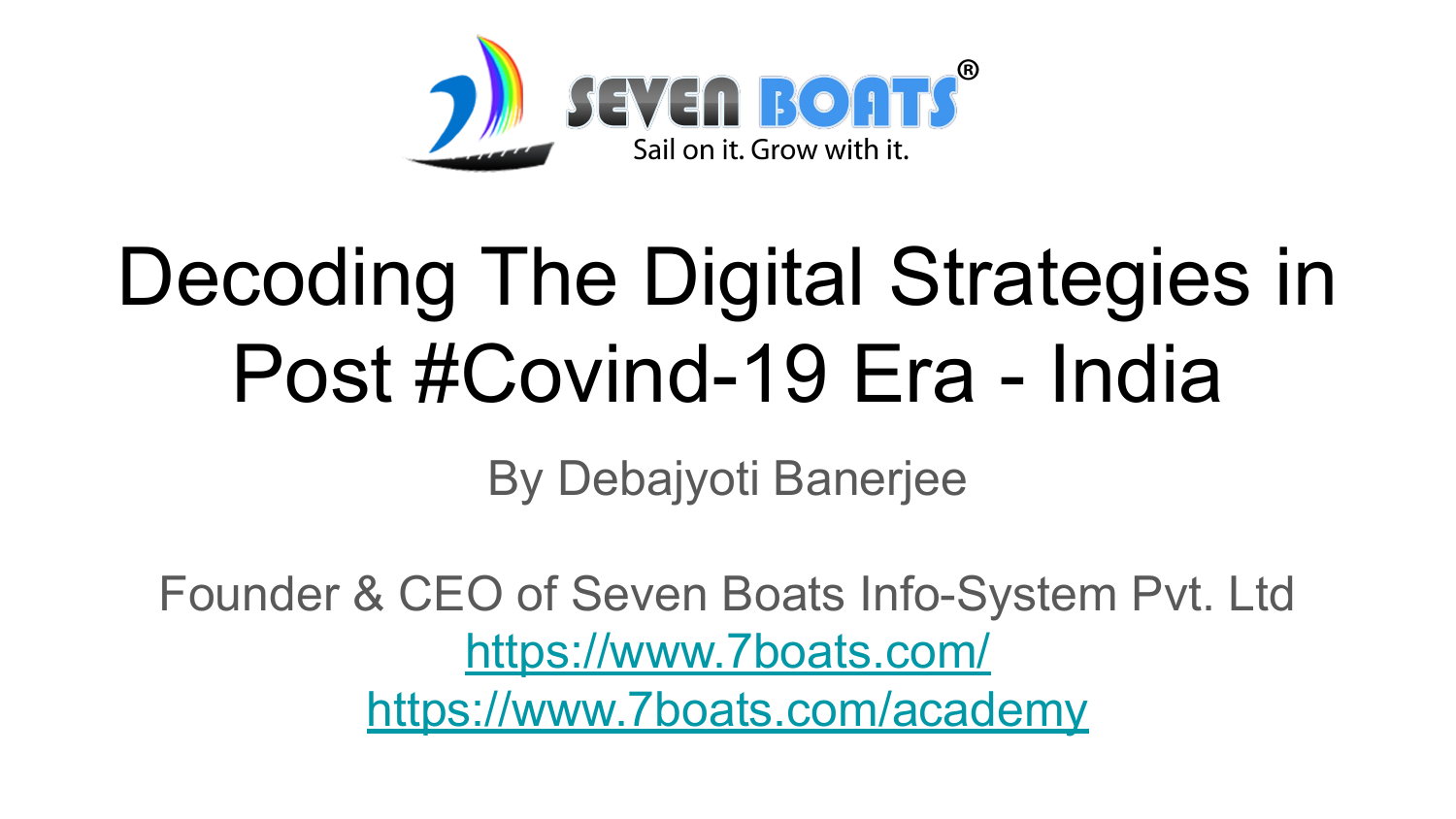SEVEN BOATS®

Sail on it. Grow with it.

# Decoding The Digital Strategies in Post #Covind-19 Era - India

By Debajyoti Banerjee

Founder & CEO of Seven Boats Info-System Pvt. Ltd

https://www.7boats.com/

https://www.7boats.com/academy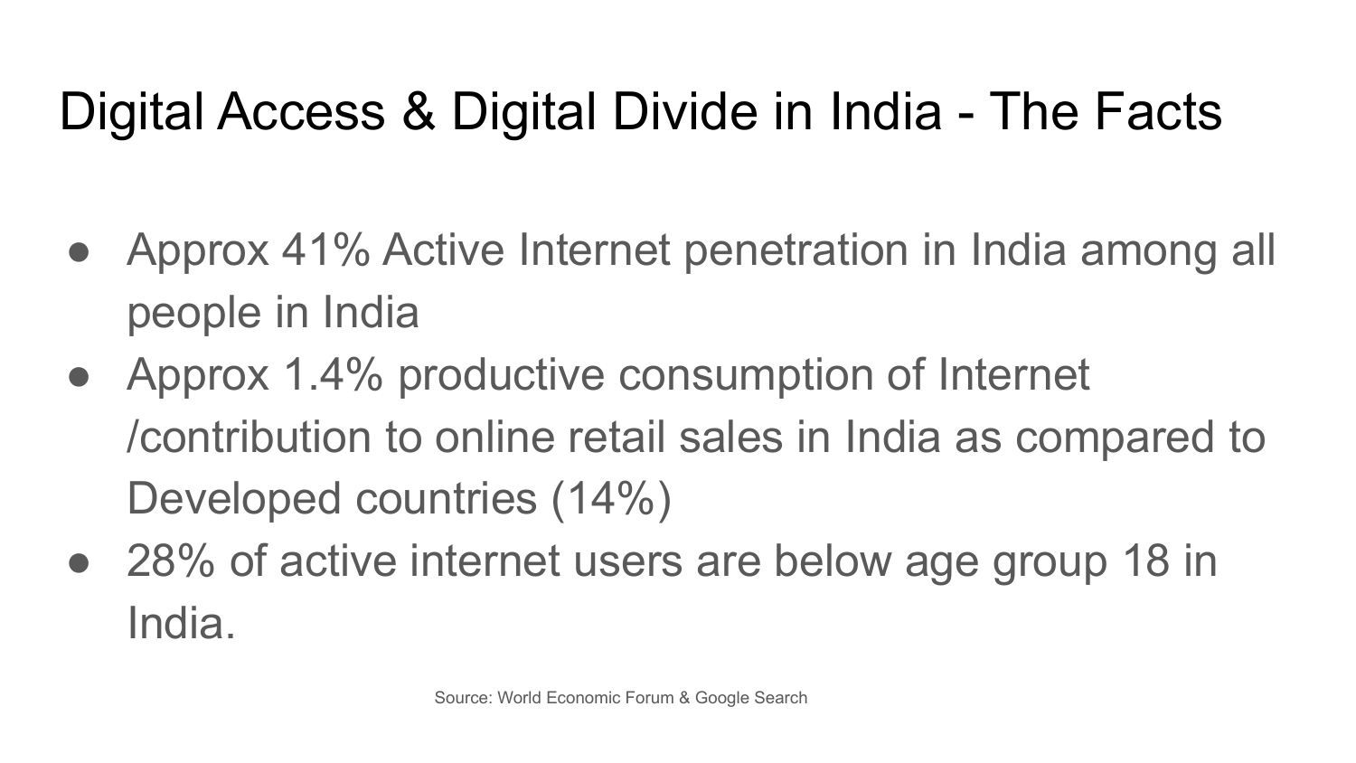# Digital Access & Digital Divide in India - The Facts

- Approx 41% Active Internet penetration in India among all people in India
- Approx 1.4% productive consumption of Internet /contribution to online retail sales in India as compared to Developed countries (14%)
- 28% of active internet users are below age group 18 in India.

Source: World Economic Forum & Google Search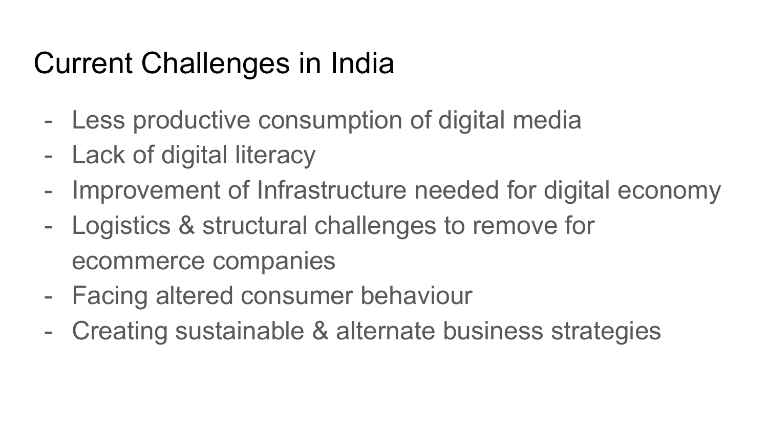# Current Challenges in India

- Less productive consumption of digital media
- Lack of digital literacy
- Improvement of Infrastructure needed for digital economy
- Logistics & structural challenges to remove for ecommerce companies
- Facing altered consumer behaviour
- Creating sustainable & alternate business strategies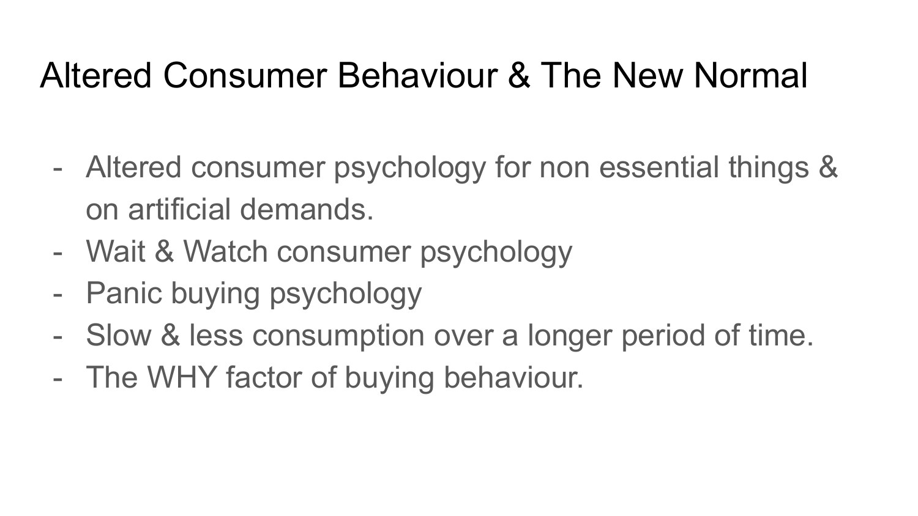# Altered Consumer Behaviour & The New Normal

- Altered consumer psychology for non essential things & on artificial demands.
- Wait & Watch consumer psychology
- Panic buying psychology
- Slow & less consumption over a longer period of time.
- The WHY factor of buying behaviour.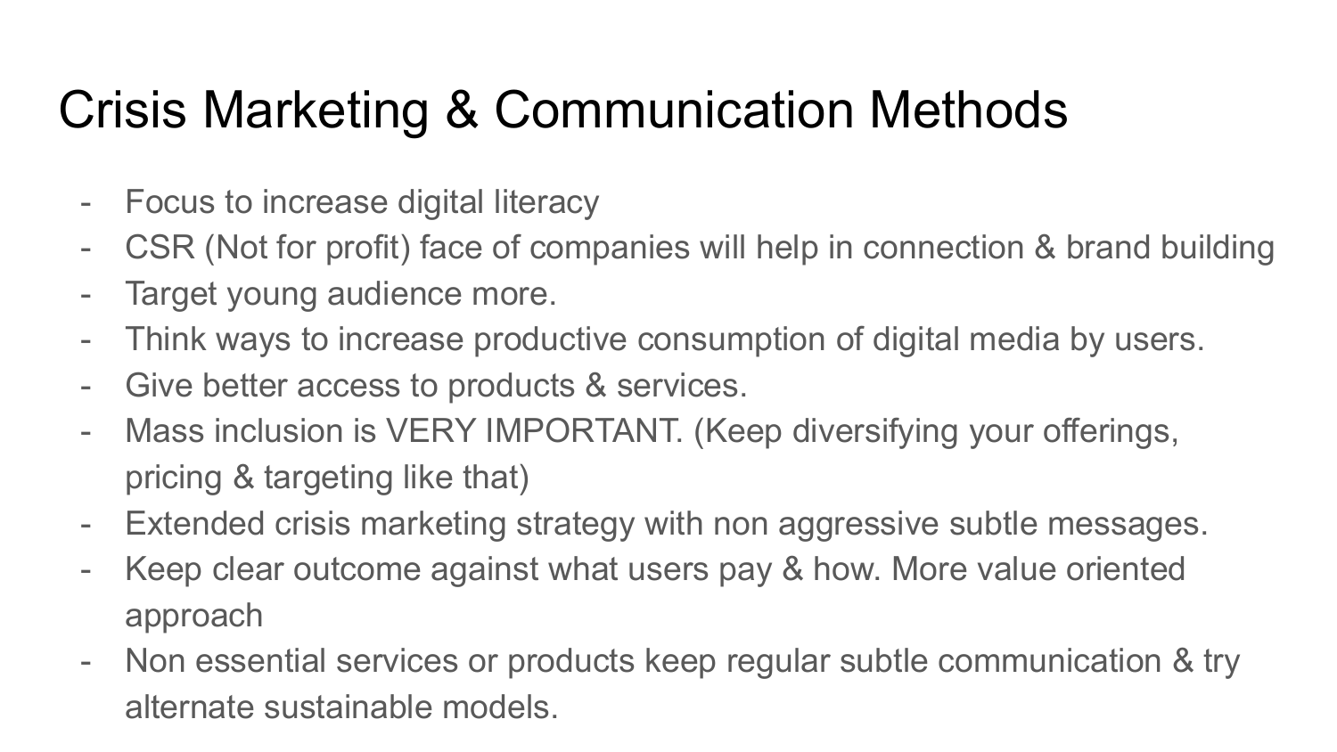# Crisis Marketing & Communication Methods

- Focus to increase digital literacy
- CSR (Not for profit) face of companies will help in connection & brand building
- Target young audience more.
- Think ways to increase productive consumption of digital media by users.
- Give better access to products & services.
- Mass inclusion is VERY IMPORTANT. (Keep diversifying your offerings, pricing & targeting like that)
- Extended crisis marketing strategy with non aggressive subtle messages.
- Keep clear outcome against what users pay & how. More value oriented approach
- Non essential services or products keep regular subtle communication & try alternate sustainable models.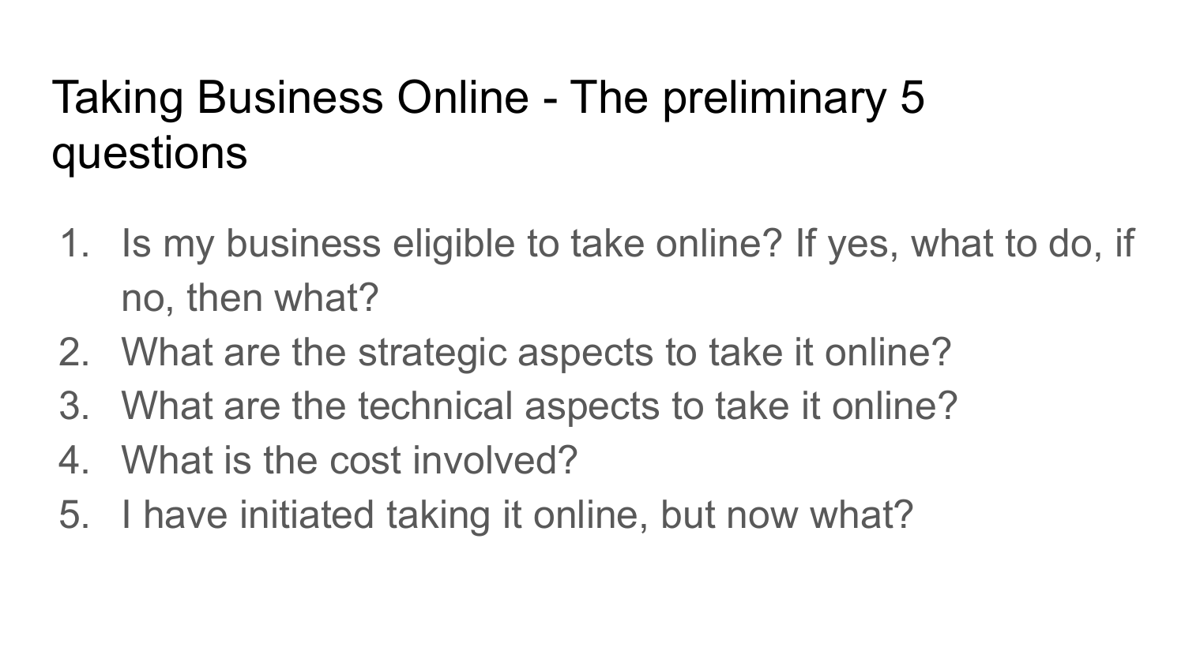# Taking Business Online - The preliminary 5 questions

1. Is my business eligible to take online? If yes, what to do, if no, then what?
2. What are the strategic aspects to take it online?
3. What are the technical aspects to take it online?
4. What is the cost involved?
5. I have initiated taking it online, but now what?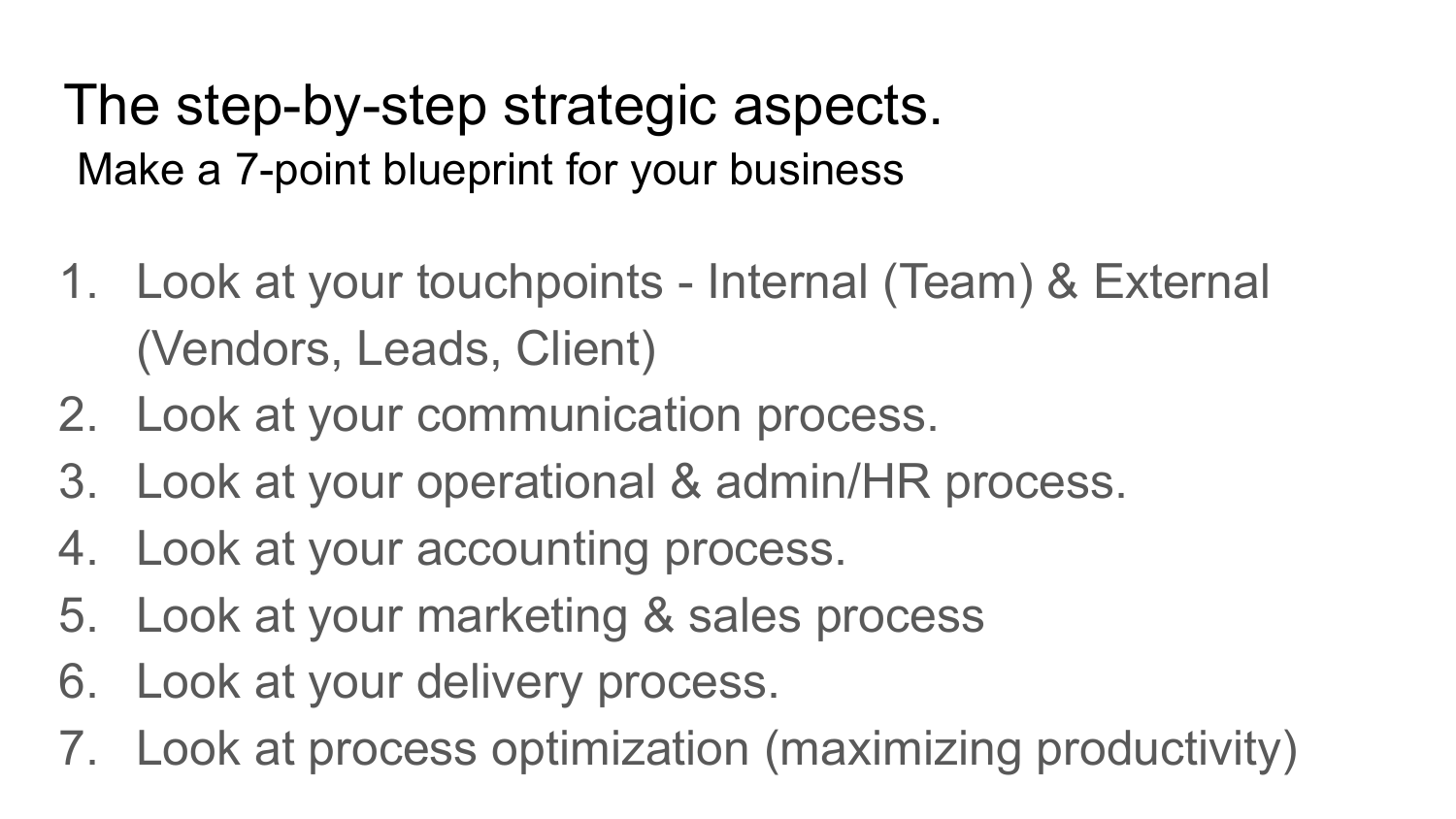# The step-by-step strategic aspects.

## Make a 7-point blueprint for your business

1. Look at your touchpoints - Internal (Team) & External (Vendors, Leads, Client)
2. Look at your communication process.
3. Look at your operational & admin/HR process.
4. Look at your accounting process.
5. Look at your marketing & sales process
6. Look at your delivery process.
7. Look at process optimization (maximizing productivity)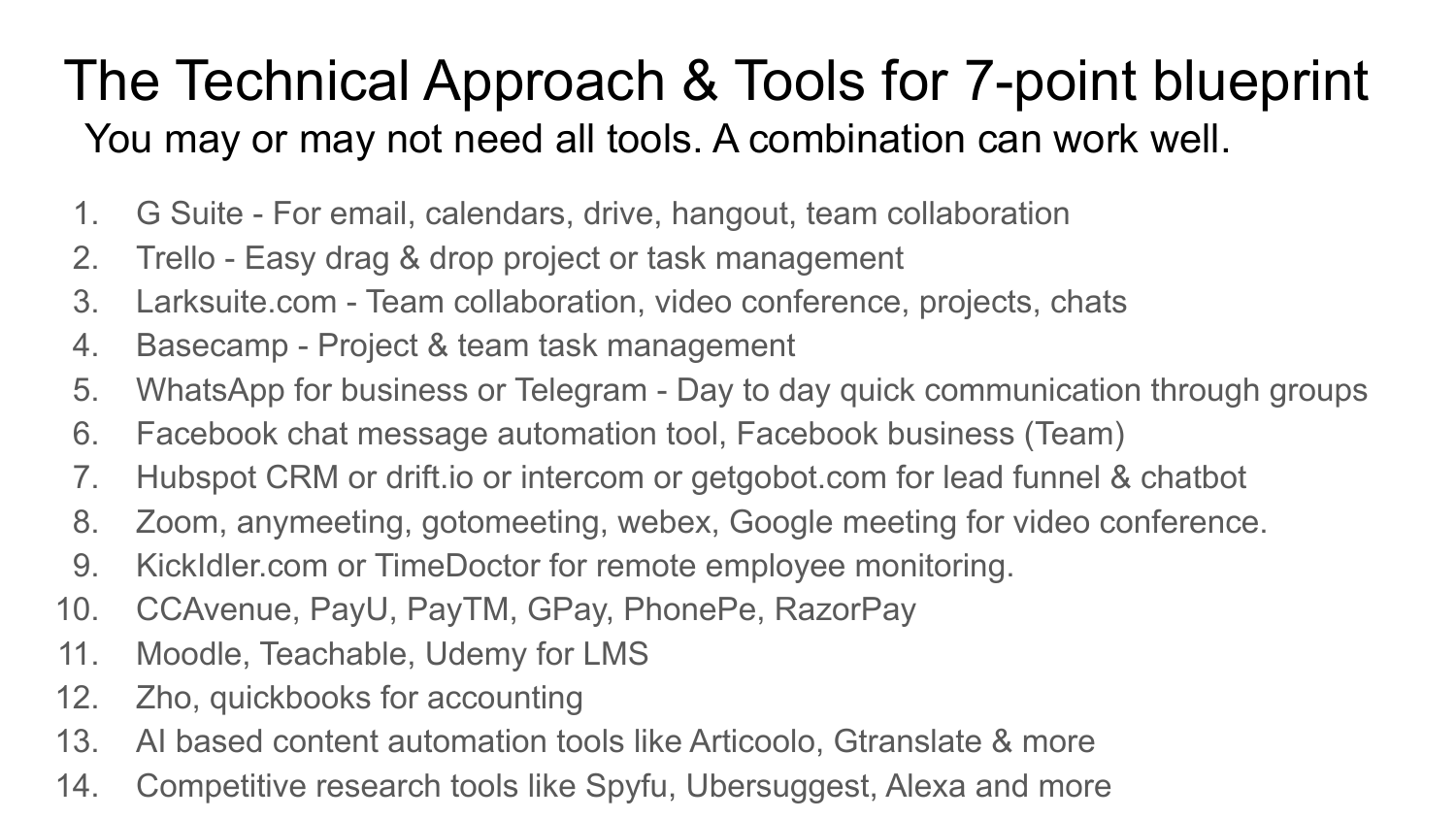# The Technical Approach & Tools for 7-point blueprint

You may or may not need all tools. A combination can work well.

1. G Suite - For email, calendars, drive, hangout, team collaboration
2. Trello - Easy drag & drop project or task management
3. Larksuite.com - Team collaboration, video conference, projects, chats
4. Basecamp - Project & team task management
5. WhatsApp for business or Telegram - Day to day quick communication through groups
6. Facebook chat message automation tool, Facebook business (Team)
7. Hubspot CRM or drift.io or intercom or getgobot.com for lead funnel & chatbot
8. Zoom, anymeeting, gotomeeting, webex, Google meeting for video conference.
9. KickIdler.com or TimeDoctor for remote employee monitoring.
10. CCAvenue, PayU, PayTM, GPay, PhonePe, RazorPay
11. Moodle, Teachable, Udemy for LMS
12. Zho, quickbooks for accounting
13. AI based content automation tools like Articoolo, Gtranslate & more
14. Competitive research tools like Spyfu, Ubersuggest, Alexa and more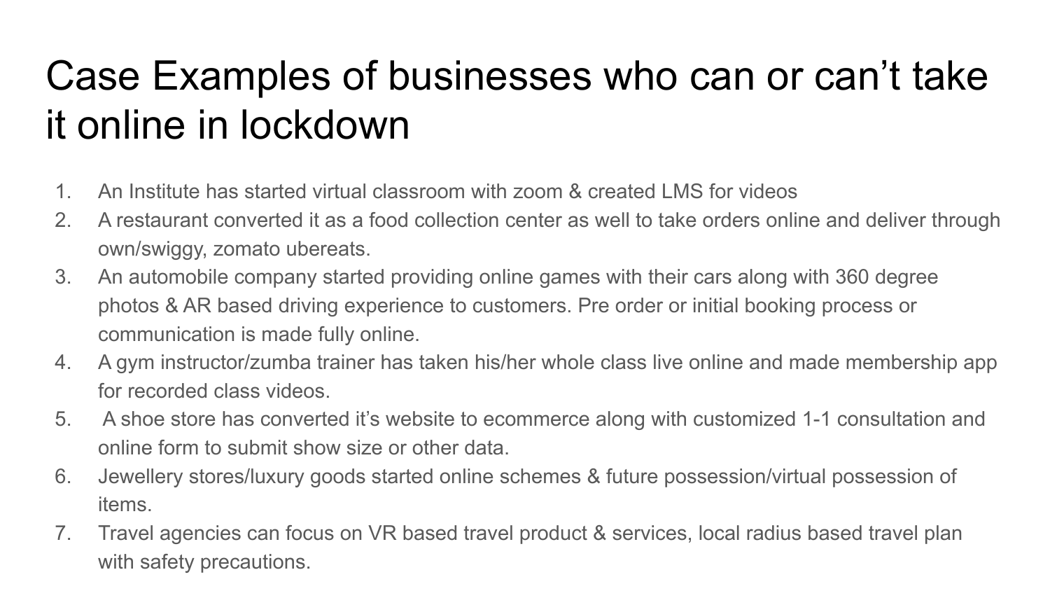# Case Examples of businesses who can or can't take it online in lockdown

1. An Institute has started virtual classroom with zoom & created LMS for videos
2. A restaurant converted it as a food collection center as well to take orders online and deliver through own/swiggy, zomato ubereats.
3. An automobile company started providing online games with their cars along with 360 degree photos & AR based driving experience to customers. Pre order or initial booking process or communication is made fully online.
4. A gym instructor/zumba trainer has taken his/her whole class live online and made membership app for recorded class videos.
5. A shoe store has converted it's website to ecommerce along with customized 1-1 consultation and online form to submit show size or other data.
6. Jewellery stores/luxury goods started online schemes & future possession/virtual possession of items.
7. Travel agencies can focus on VR based travel product & services, local radius based travel plan with safety precautions.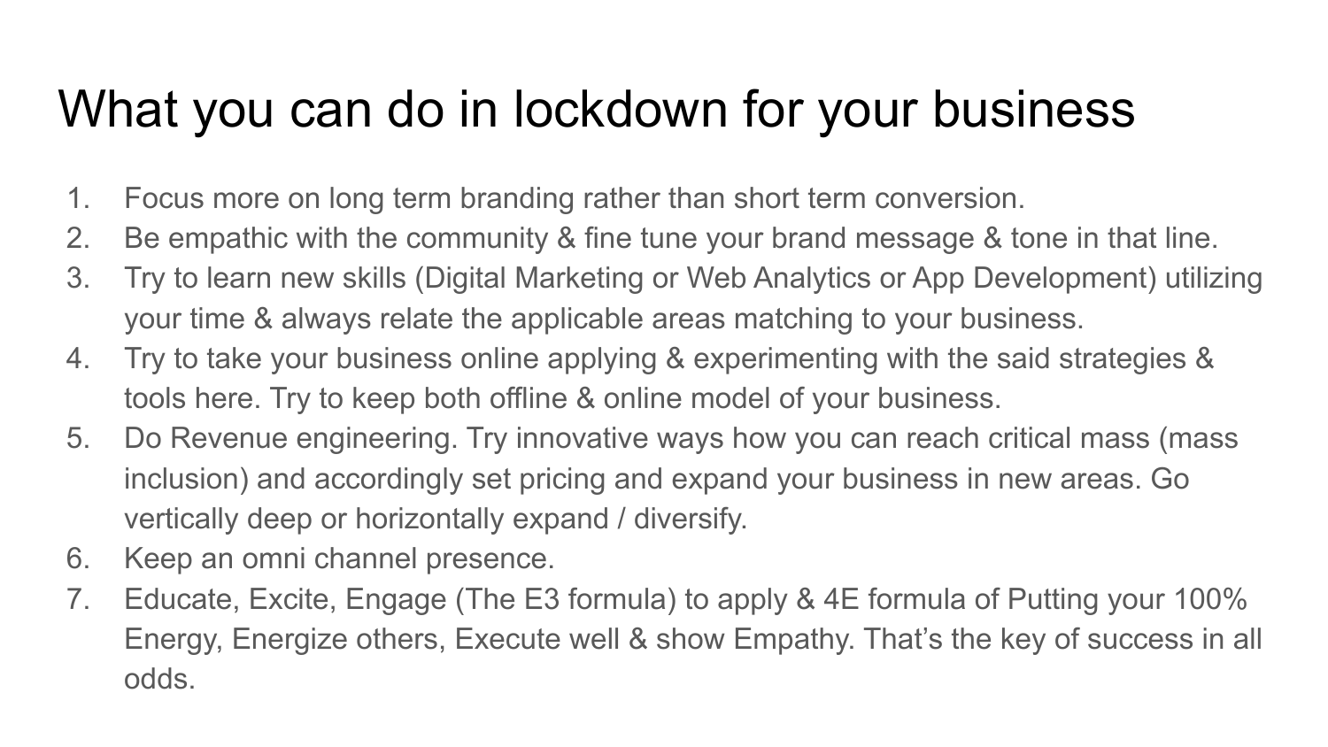# What you can do in lockdown for your business

1. Focus more on long term branding rather than short term conversion.
2. Be empathic with the community & fine tune your brand message & tone in that line.
3. Try to learn new skills (Digital Marketing or Web Analytics or App Development) utilizing your time & always relate the applicable areas matching to your business.
4. Try to take your business online applying & experimenting with the said strategies & tools here. Try to keep both offline & online model of your business.
5. Do Revenue engineering. Try innovative ways how you can reach critical mass (mass inclusion) and accordingly set pricing and expand your business in new areas. Go vertically deep or horizontally expand / diversify.
6. Keep an omni channel presence.
7. Educate, Excite, Engage (The E3 formula) to apply & 4E formula of Putting your 100% Energy, Energize others, Execute well & show Empathy. That's the key of success in all odds.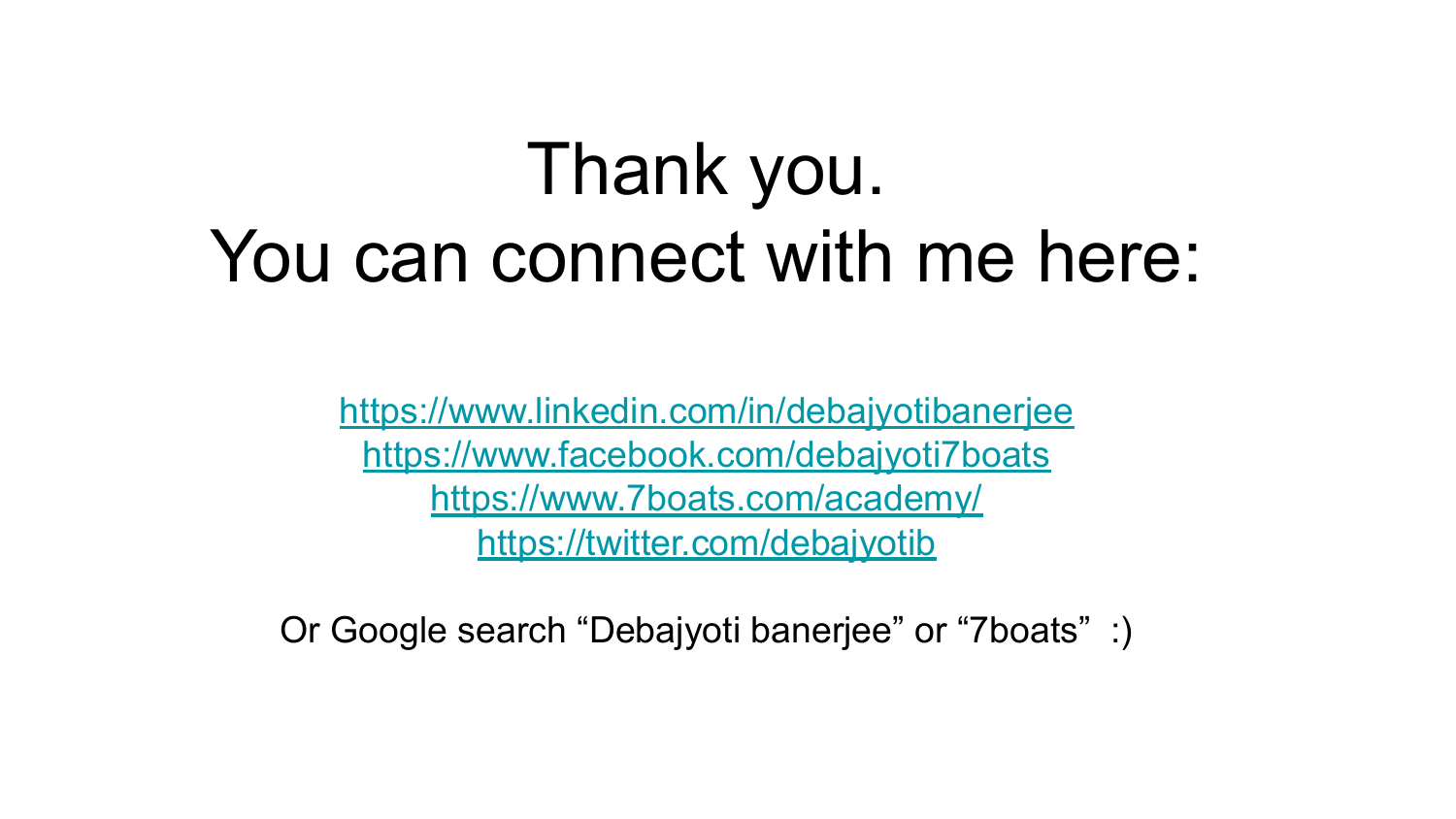# Thank you.
# You can connect with me here:

https://www.linkedin.com/in/debajyotibanerjee
https://www.facebook.com/debajyoti7boats
https://www.7boats.com/academy/
https://twitter.com/debajyotib

Or Google search “Debajyoti banerjee” or “7boats” :)